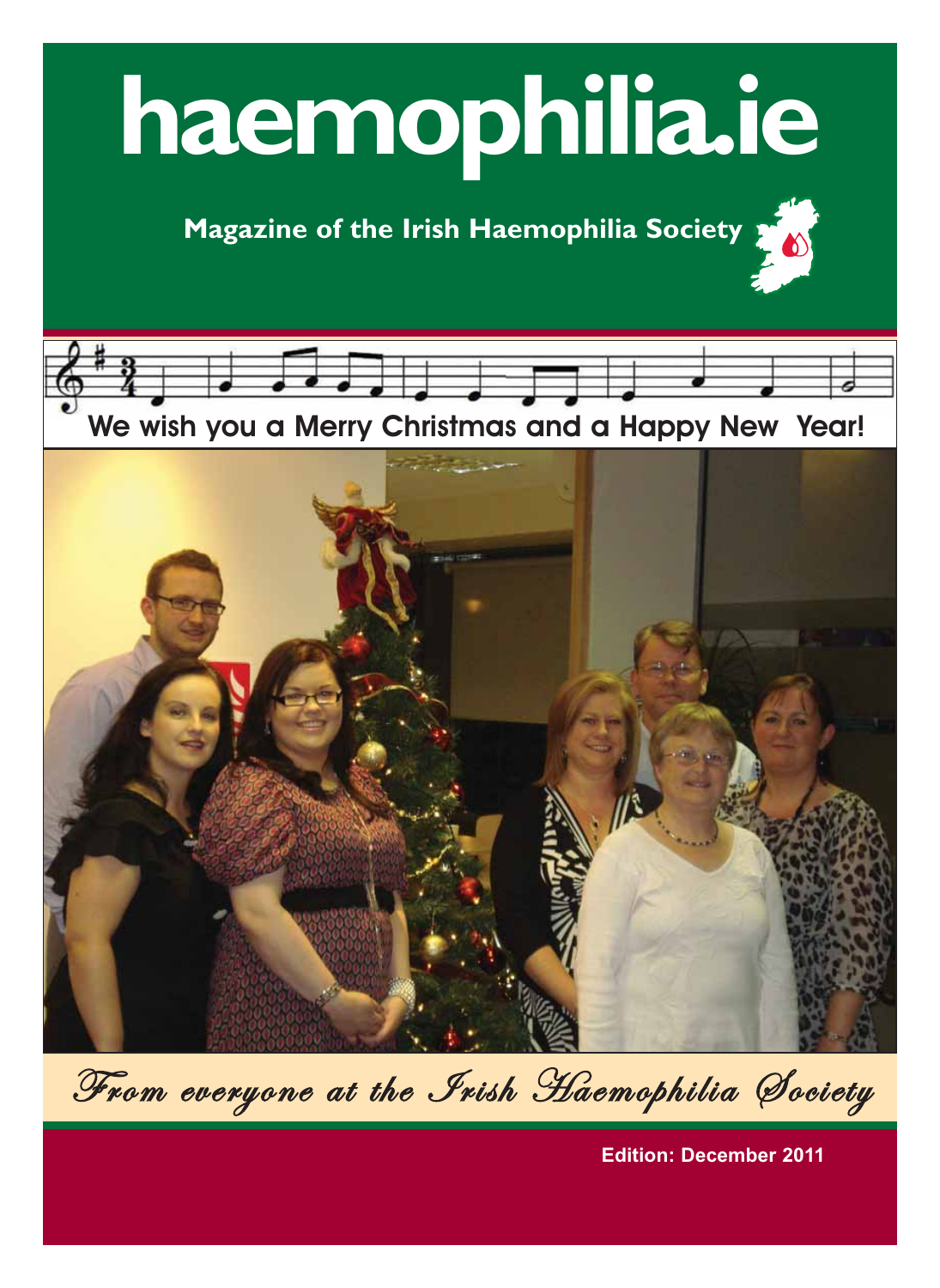# haemophilia.ie

**Magazine of the Irish Haemophilia Society**

**We wish you a Merry Christmas and a Happy New Year!**

*From everyone at the Irish Haemophilia Society*

**Edition: December 2011**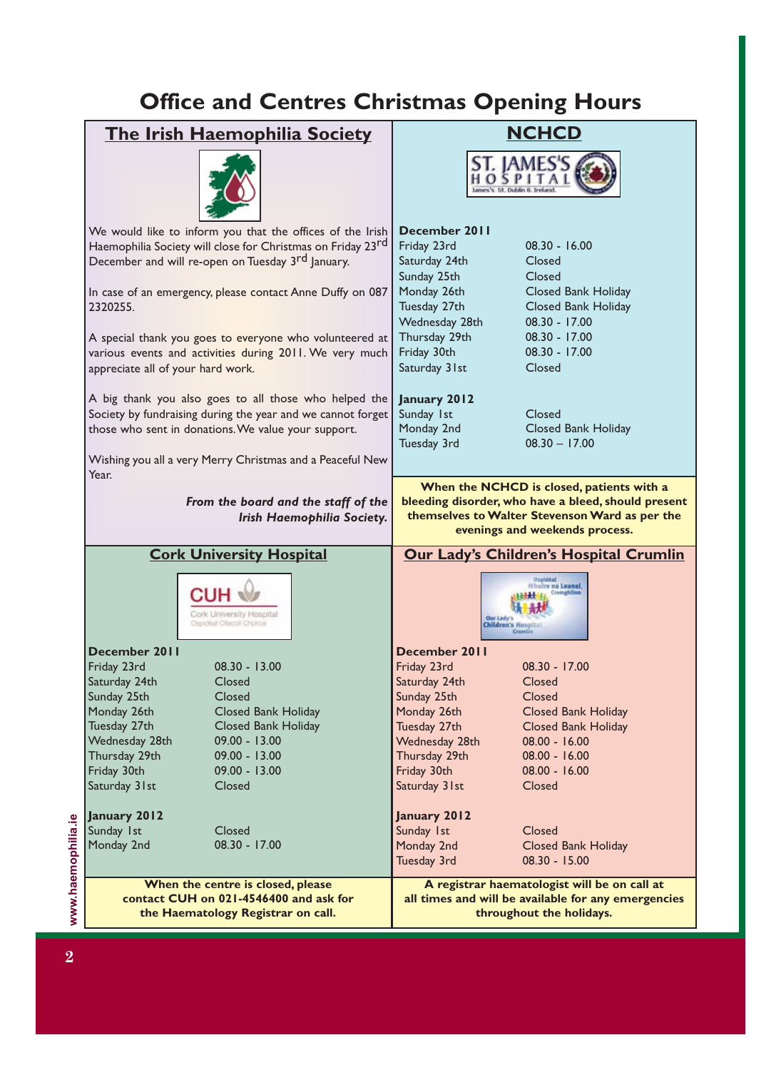# Office and Centres Christmas Opening Hours

## The Irish Haemophilia Society

We would like to inform you that the offices of the Irish Haemophilia Society will close for Christmas on Friday 23rd December and will re-open on Tuesday 3rd January.

In case of an emergency, please contact Anne Duffy on 087 2320255.

A special thank you goes to everyone who volunteered at various events and activities during 2011. We very much appreciate all of your hard work.

A big thank you also goes to all those who helped the Society by fundraising during the year and we cannot forget those who sent in donations. We value your support.

Wishing you all a very Merry Christmas and a Peaceful New Year.

***From the board and the staff of the Irish Haemophilia Society.***

## NCHCD

**December 2011**

| | |
|---|---|
| Friday 23rd | 08.30 - 16.00 |
| Saturday 24th | Closed |
| Sunday 25th | Closed |
| Monday 26th | Closed Bank Holiday |
| Tuesday 27th | Closed Bank Holiday |
| Wednesday 28th | 08.30 - 17.00 |
| Thursday 29th | 08.30 - 17.00 |
| Friday 30th | 08.30 - 17.00 |
| Saturday 31st | Closed |

**January 2012**

| | |
|---|---|
| Sunday 1st | Closed |
| Monday 2nd | Closed Bank Holiday |
| Tuesday 3rd | 08.30 – 17.00 |

**When the NCHCD is closed, patients with a bleeding disorder, who have a bleed, should present themselves to Walter Stevenson Ward as per the evenings and weekends process.**

## Cork University Hospital

**December 2011**

| | |
|---|---|
| Friday 23rd | 08.30 - 13.00 |
| Saturday 24th | Closed |
| Sunday 25th | Closed |
| Monday 26th | Closed Bank Holiday |
| Tuesday 27th | Closed Bank Holiday |
| Wednesday 28th | 09.00 - 13.00 |
| Thursday 29th | 09.00 - 13.00 |
| Friday 30th | 09.00 - 13.00 |
| Saturday 31st | Closed |

**January 2012**

| | |
|---|---|
| Sunday 1st | Closed |
| Monday 2nd | 08.30 - 17.00 |

**When the centre is closed, please contact CUH on 021-4546400 and ask for the Haematology Registrar on call.**

## Our Lady's Children's Hospital Crumlin

**December 2011**

| | |
|---|---|
| Friday 23rd | 08.30 - 17.00 |
| Saturday 24th | Closed |
| Sunday 25th | Closed |
| Monday 26th | Closed Bank Holiday |
| Tuesday 27th | Closed Bank Holiday |
| Wednesday 28th | 08.00 - 16.00 |
| Thursday 29th | 08.00 - 16.00 |
| Friday 30th | 08.00 - 16.00 |
| Saturday 31st | Closed |

**January 2012**

| | |
|---|---|
| Sunday 1st | Closed |
| Monday 2nd | Closed Bank Holiday |
| Tuesday 3rd | 08.30 - 15.00 |

**A registrar haematologist will be on call at all times and will be available for any emergencies throughout the holidays.**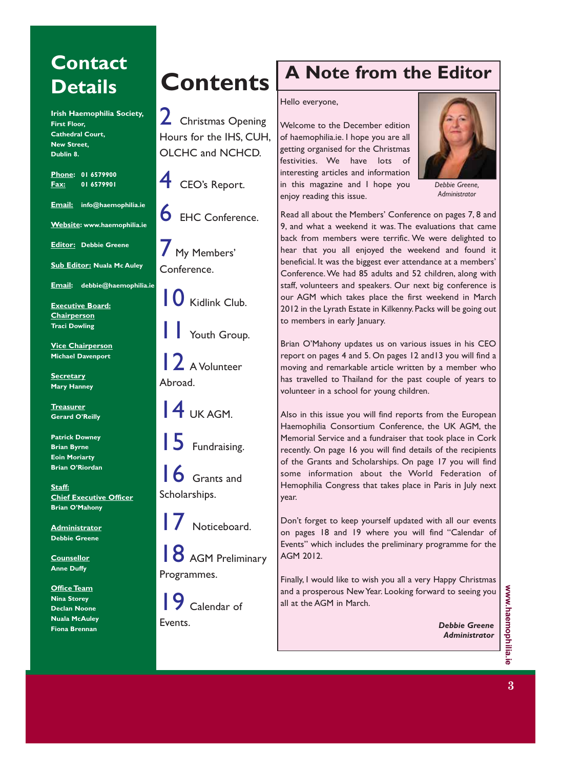# Contact Details

**Irish Haemophilia Society,**
**First Floor,**
**Cathedral Court,**
**New Street,**
**Dublin 8.**

**Phone:** 01 6579900
**Fax:** 01 6579901

**Email:** info@haemophilia.ie

**Website:** www.haemophilia.ie

**Editor:** Debbie Greene

**Sub Editor:** Nuala Mc Auley

**Email:** debbie@haemophilia.ie

**Executive Board:**
**Chairperson**
Traci Dowling

**Vice Chairperson**
Michael Davenport

**Secretary**
Mary Hanney

**Treasurer**
Gerard O'Reilly

Patrick Downey
Brian Byrne
Eoin Moriarty
Brian O'Riordan

**Staff:**
**Chief Executive Officer**
Brian O'Mahony

**Administrator**
Debbie Greene

**Counsellor**
Anne Duffy

**Office Team**
Nina Storey
Declan Noone
Nuala McAuley
Fiona Brennan

# Contents

2 Christmas Opening Hours for the IHS, CUH, OLCHC and NCHCD.

4 CEO's Report.

6 EHC Conference.

7 My Members' Conference.

10 Kidlink Club.

11 Youth Group.

12 A Volunteer Abroad.

14 UK AGM.

15 Fundraising.

16 Grants and Scholarships.

17 Noticeboard.

18 AGM Preliminary Programmes.

19 Calendar of Events.

# A Note from the Editor

Hello everyone,

Welcome to the December edition of haemophilia.ie. I hope you are all getting organised for the Christmas festivities. We have lots of interesting articles and information in this magazine and I hope you enjoy reading this issue.

*Debbie Greene, Administrator*

Read all about the Members' Conference on pages 7, 8 and 9, and what a weekend it was. The evaluations that came back from members were terrific. We were delighted to hear that you all enjoyed the weekend and found it beneficial. It was the biggest ever attendance at a members' Conference. We had 85 adults and 52 children, along with staff, volunteers and speakers. Our next big conference is our AGM which takes place the first weekend in March 2012 in the Lyrath Estate in Kilkenny. Packs will be going out to members in early January.

Brian O'Mahony updates us on various issues in his CEO report on pages 4 and 5. On pages 12 and13 you will find a moving and remarkable article written by a member who has travelled to Thailand for the past couple of years to volunteer in a school for young children.

Also in this issue you will find reports from the European Haemophilia Consortium Conference, the UK AGM, the Memorial Service and a fundraiser that took place in Cork recently. On page 16 you will find details of the recipients of the Grants and Scholarships. On page 17 you will find some information about the World Federation of Hemophilia Congress that takes place in Paris in July next year.

Don't forget to keep yourself updated with all our events on pages 18 and 19 where you will find "Calendar of Events" which includes the preliminary programme for the AGM 2012.

Finally, I would like to wish you all a very Happy Christmas and a prosperous New Year. Looking forward to seeing you all at the AGM in March.

***Debbie Greene***
***Administrator***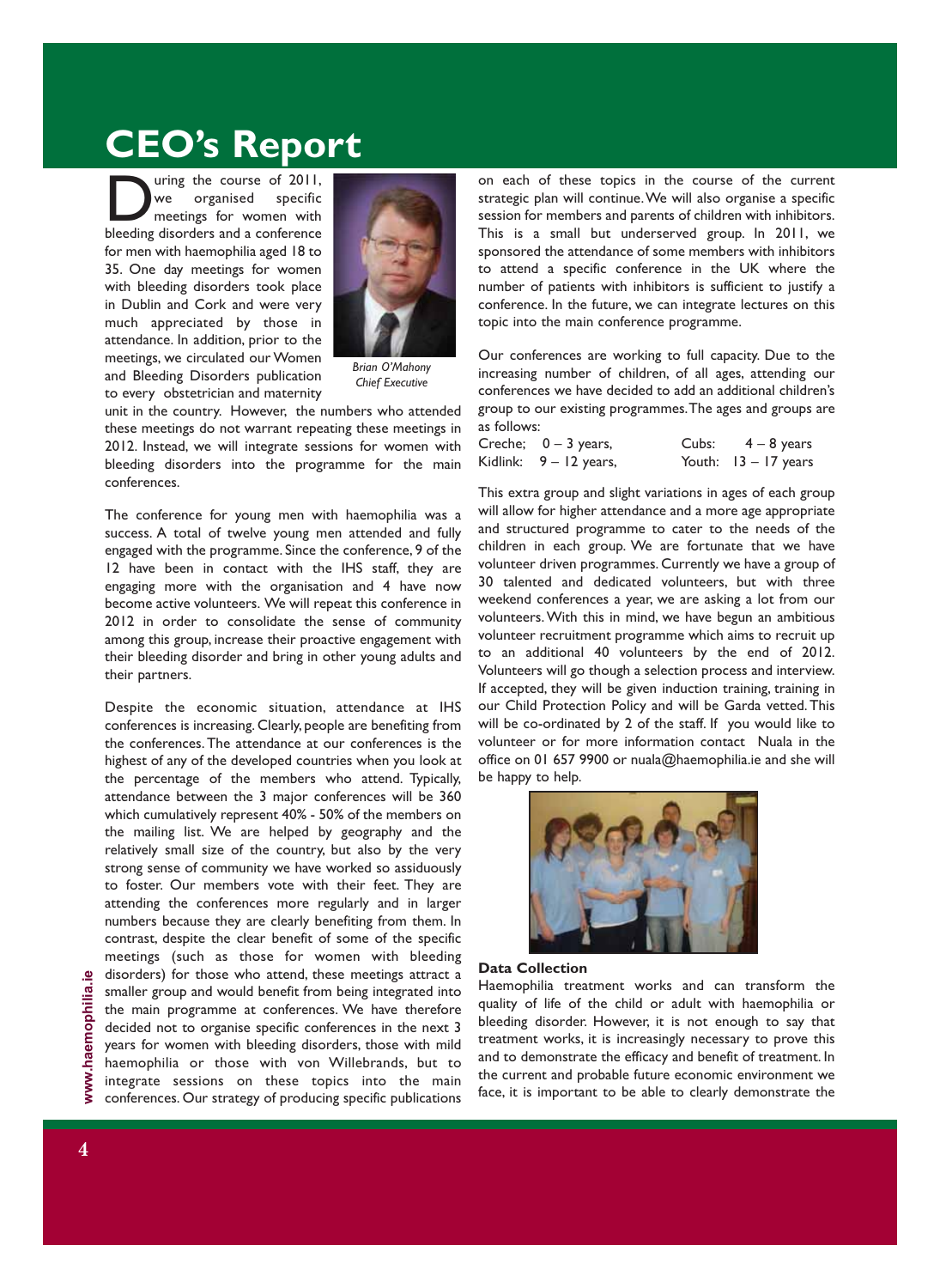# CEO's Report

During the course of 2011, we organised specific meetings for women with bleeding disorders and a conference for men with haemophilia aged 18 to 35. One day meetings for women with bleeding disorders took place in Dublin and Cork and were very much appreciated by those in attendance. In addition, prior to the meetings, we circulated our Women and Bleeding Disorders publication to every obstetrician and maternity unit in the country. However, the numbers who attended these meetings do not warrant repeating these meetings in 2012. Instead, we will integrate sessions for women with bleeding disorders into the programme for the main conferences.

*Brian O'Mahony*
*Chief Executive*

The conference for young men with haemophilia was a success. A total of twelve young men attended and fully engaged with the programme. Since the conference, 9 of the 12 have been in contact with the IHS staff, they are engaging more with the organisation and 4 have now become active volunteers. We will repeat this conference in 2012 in order to consolidate the sense of community among this group, increase their proactive engagement with their bleeding disorder and bring in other young adults and their partners.

Despite the economic situation, attendance at IHS conferences is increasing. Clearly, people are benefiting from the conferences. The attendance at our conferences is the highest of any of the developed countries when you look at the percentage of the members who attend. Typically, attendance between the 3 major conferences will be 360 which cumulatively represent 40% - 50% of the members on the mailing list. We are helped by geography and the relatively small size of the country, but also by the very strong sense of community we have worked so assiduously to foster. Our members vote with their feet. They are attending the conferences more regularly and in larger numbers because they are clearly benefiting from them. In contrast, despite the clear benefit of some of the specific meetings (such as those for women with bleeding disorders) for those who attend, these meetings attract a smaller group and would benefit from being integrated into the main programme at conferences. We have therefore decided not to organise specific conferences in the next 3 years for women with bleeding disorders, those with mild haemophilia or those with von Willebrands, but to integrate sessions on these topics into the main conferences. Our strategy of producing specific publications on each of these topics in the course of the current strategic plan will continue. We will also organise a specific session for members and parents of children with inhibitors. This is a small but underserved group. In 2011, we sponsored the attendance of some members with inhibitors to attend a specific conference in the UK where the number of patients with inhibitors is sufficient to justify a conference. In the future, we can integrate lectures on this topic into the main conference programme.

Our conferences are working to full capacity. Due to the increasing number of children, of all ages, attending our conferences we have decided to add an additional children's group to our existing programmes. The ages and groups are as follows:

Creche; 0 – 3 years, Cubs: 4 – 8 years
Kidlink: 9 – 12 years, Youth: 13 – 17 years

This extra group and slight variations in ages of each group will allow for higher attendance and a more age appropriate and structured programme to cater to the needs of the children in each group. We are fortunate that we have volunteer driven programmes. Currently we have a group of 30 talented and dedicated volunteers, but with three weekend conferences a year, we are asking a lot from our volunteers. With this in mind, we have begun an ambitious volunteer recruitment programme which aims to recruit up to an additional 40 volunteers by the end of 2012. Volunteers will go though a selection process and interview. If accepted, they will be given induction training, training in our Child Protection Policy and will be Garda vetted. This will be co-ordinated by 2 of the staff. If you would like to volunteer or for more information contact Nuala in the office on 01 657 9900 or nuala@haemophilia.ie and she will be happy to help.

**Data Collection**

Haemophilia treatment works and can transform the quality of life of the child or adult with haemophilia or bleeding disorder. However, it is not enough to say that treatment works, it is increasingly necessary to prove this and to demonstrate the efficacy and benefit of treatment. In the current and probable future economic environment we face, it is important to be able to clearly demonstrate the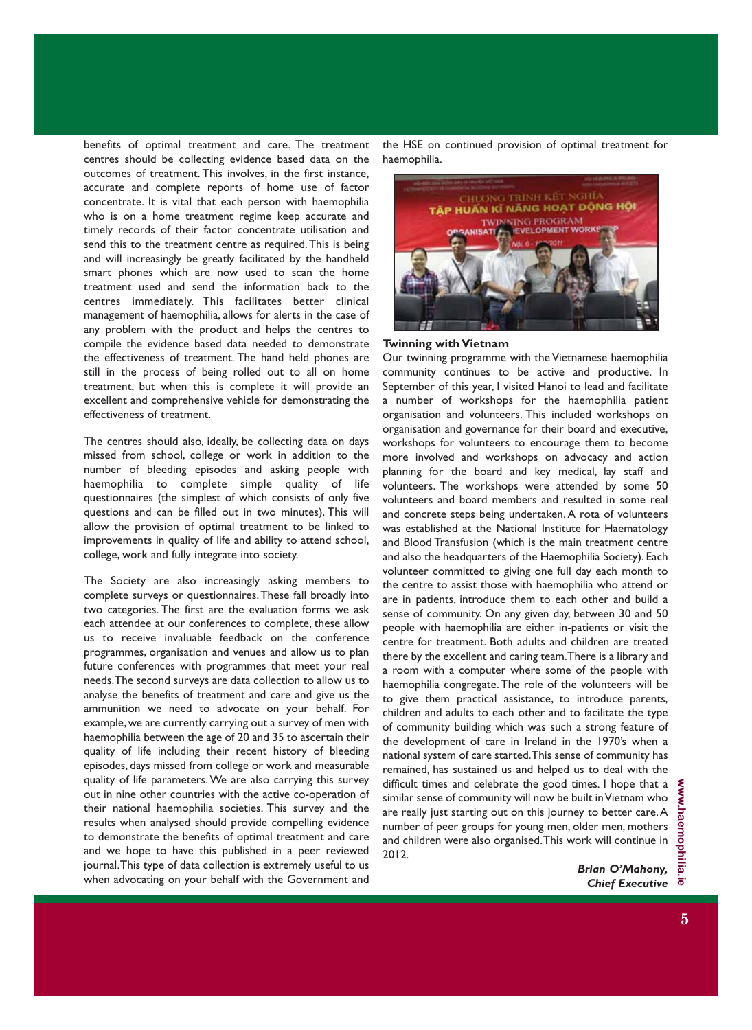benefits of optimal treatment and care. The treatment centres should be collecting evidence based data on the outcomes of treatment. This involves, in the first instance, accurate and complete reports of home use of factor concentrate. It is vital that each person with haemophilia who is on a home treatment regime keep accurate and timely records of their factor concentrate utilisation and send this to the treatment centre as required. This is being and will increasingly be greatly facilitated by the handheld smart phones which are now used to scan the home treatment used and send the information back to the centres immediately. This facilitates better clinical management of haemophilia, allows for alerts in the case of any problem with the product and helps the centres to compile the evidence based data needed to demonstrate the effectiveness of treatment. The hand held phones are still in the process of being rolled out to all on home treatment, but when this is complete it will provide an excellent and comprehensive vehicle for demonstrating the effectiveness of treatment.

The centres should also, ideally, be collecting data on days missed from school, college or work in addition to the number of bleeding episodes and asking people with haemophilia to complete simple quality of life questionnaires (the simplest of which consists of only five questions and can be filled out in two minutes). This will allow the provision of optimal treatment to be linked to improvements in quality of life and ability to attend school, college, work and fully integrate into society.

The Society are also increasingly asking members to complete surveys or questionnaires. These fall broadly into two categories. The first are the evaluation forms we ask each attendee at our conferences to complete, these allow us to receive invaluable feedback on the conference programmes, organisation and venues and allow us to plan future conferences with programmes that meet your real needs. The second surveys are data collection to allow us to analyse the benefits of treatment and care and give us the ammunition we need to advocate on your behalf. For example, we are currently carrying out a survey of men with haemophilia between the age of 20 and 35 to ascertain their quality of life including their recent history of bleeding episodes, days missed from college or work and measurable quality of life parameters. We are also carrying this survey out in nine other countries with the active co-operation of their national haemophilia societies. This survey and the results when analysed should provide compelling evidence to demonstrate the benefits of optimal treatment and care and we hope to have this published in a peer reviewed journal. This type of data collection is extremely useful to us when advocating on your behalf with the Government and the HSE on continued provision of optimal treatment for haemophilia.

**Twinning with Vietnam**

Our twinning programme with the Vietnamese haemophilia community continues to be active and productive. In September of this year, I visited Hanoi to lead and facilitate a number of workshops for the haemophilia patient organisation and volunteers. This included workshops on organisation and governance for their board and executive, workshops for volunteers to encourage them to become more involved and workshops on advocacy and action planning for the board and key medical, lay staff and volunteers. The workshops were attended by some 50 volunteers and board members and resulted in some real and concrete steps being undertaken. A rota of volunteers was established at the National Institute for Haematology and Blood Transfusion (which is the main treatment centre and also the headquarters of the Haemophilia Society). Each volunteer committed to giving one full day each month to the centre to assist those with haemophilia who attend or are in patients, introduce them to each other and build a sense of community. On any given day, between 30 and 50 people with haemophilia are either in-patients or visit the centre for treatment. Both adults and children are treated there by the excellent and caring team. There is a library and a room with a computer where some of the people with haemophilia congregate. The role of the volunteers will be to give them practical assistance, to introduce parents, children and adults to each other and to facilitate the type of community building which was such a strong feature of the development of care in Ireland in the 1970's when a national system of care started. This sense of community has remained, has sustained us and helped us to deal with the difficult times and celebrate the good times. I hope that a similar sense of community will now be built in Vietnam who are really just starting out on this journey to better care. A number of peer groups for young men, older men, mothers and children were also organised. This work will continue in 2012.

***Brian O'Mahony,***
***Chief Executive***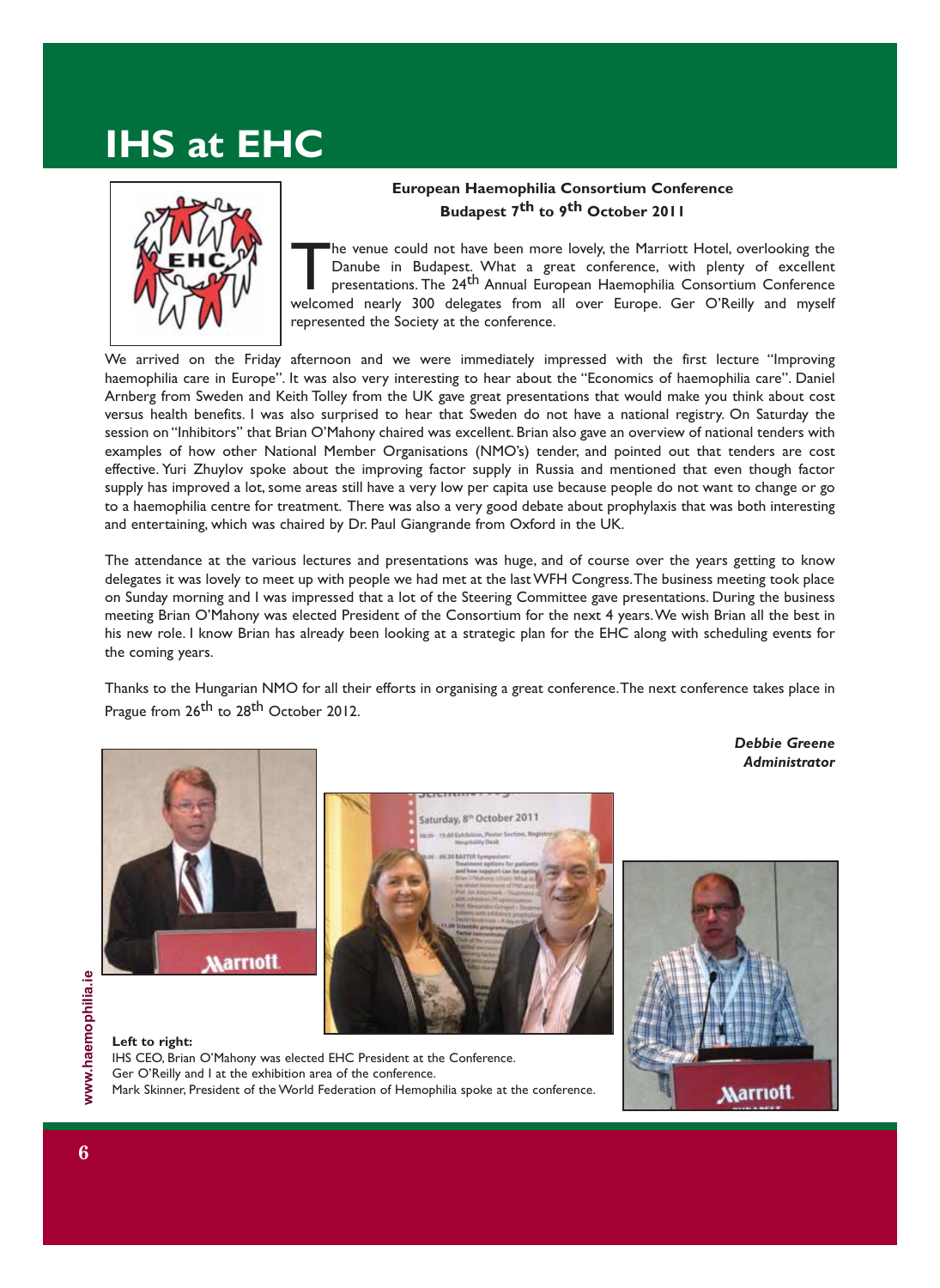# IHS at EHC

**European Haemophilia Consortium Conference**
**Budapest 7th to 9th October 2011**

The venue could not have been more lovely, the Marriott Hotel, overlooking the Danube in Budapest. What a great conference, with plenty of excellent presentations. The 24th Annual European Haemophilia Consortium Conference welcomed nearly 300 delegates from all over Europe. Ger O'Reilly and myself represented the Society at the conference.

We arrived on the Friday afternoon and we were immediately impressed with the first lecture "Improving haemophilia care in Europe". It was also very interesting to hear about the "Economics of haemophilia care". Daniel Arnberg from Sweden and Keith Tolley from the UK gave great presentations that would make you think about cost versus health benefits. I was also surprised to hear that Sweden do not have a national registry. On Saturday the session on "Inhibitors" that Brian O'Mahony chaired was excellent. Brian also gave an overview of national tenders with examples of how other National Member Organisations (NMO's) tender, and pointed out that tenders are cost effective. Yuri Zhuylov spoke about the improving factor supply in Russia and mentioned that even though factor supply has improved a lot, some areas still have a very low per capita use because people do not want to change or go to a haemophilia centre for treatment. There was also a very good debate about prophylaxis that was both interesting and entertaining, which was chaired by Dr. Paul Giangrande from Oxford in the UK.

The attendance at the various lectures and presentations was huge, and of course over the years getting to know delegates it was lovely to meet up with people we had met at the last WFH Congress. The business meeting took place on Sunday morning and I was impressed that a lot of the Steering Committee gave presentations. During the business meeting Brian O'Mahony was elected President of the Consortium for the next 4 years. We wish Brian all the best in his new role. I know Brian has already been looking at a strategic plan for the EHC along with scheduling events for the coming years.

Thanks to the Hungarian NMO for all their efforts in organising a great conference. The next conference takes place in Prague from 26th to 28th October 2012.

***Debbie Greene***
***Administrator***

**Left to right:**
IHS CEO, Brian O'Mahony was elected EHC President at the Conference.
Ger O'Reilly and I at the exhibition area of the conference.
Mark Skinner, President of the World Federation of Hemophilia spoke at the conference.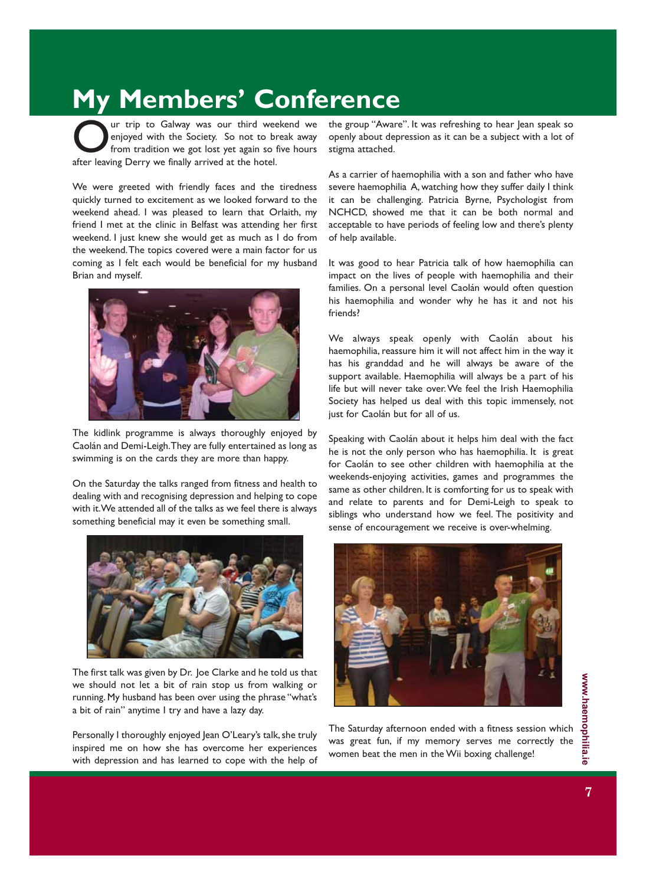# My Members' Conference

Our trip to Galway was our third weekend we enjoyed with the Society. So not to break away from tradition we got lost yet again so five hours after leaving Derry we finally arrived at the hotel.

We were greeted with friendly faces and the tiredness quickly turned to excitement as we looked forward to the weekend ahead. I was pleased to learn that Orlaith, my friend I met at the clinic in Belfast was attending her first weekend. I just knew she would get as much as I do from the weekend. The topics covered were a main factor for us coming as I felt each would be beneficial for my husband Brian and myself.

The kidlink programme is always thoroughly enjoyed by Caolán and Demi-Leigh. They are fully entertained as long as swimming is on the cards they are more than happy.

On the Saturday the talks ranged from fitness and health to dealing with and recognising depression and helping to cope with it. We attended all of the talks as we feel there is always something beneficial may it even be something small.

The first talk was given by Dr. Joe Clarke and he told us that we should not let a bit of rain stop us from walking or running. My husband has been over using the phrase "what's a bit of rain" anytime I try and have a lazy day.

Personally I thoroughly enjoyed Jean O'Leary's talk, she truly inspired me on how she has overcome her experiences with depression and has learned to cope with the help of the group "Aware". It was refreshing to hear Jean speak so openly about depression as it can be a subject with a lot of stigma attached.

As a carrier of haemophilia with a son and father who have severe haemophilia A, watching how they suffer daily I think it can be challenging. Patricia Byrne, Psychologist from NCHCD, showed me that it can be both normal and acceptable to have periods of feeling low and there's plenty of help available.

It was good to hear Patricia talk of how haemophilia can impact on the lives of people with haemophilia and their families. On a personal level Caolán would often question his haemophilia and wonder why he has it and not his friends?

We always speak openly with Caolán about his haemophilia, reassure him it will not affect him in the way it has his granddad and he will always be aware of the support available. Haemophilia will always be a part of his life but will never take over. We feel the Irish Haemophilia Society has helped us deal with this topic immensely, not just for Caolán but for all of us.

Speaking with Caolán about it helps him deal with the fact he is not the only person who has haemophilia. It is great for Caolán to see other children with haemophilia at the weekends-enjoying activities, games and programmes the same as other children. It is comforting for us to speak with and relate to parents and for Demi-Leigh to speak to siblings who understand how we feel. The positivity and sense of encouragement we receive is over-whelming.

The Saturday afternoon ended with a fitness session which was great fun, if my memory serves me correctly the women beat the men in the Wii boxing challenge!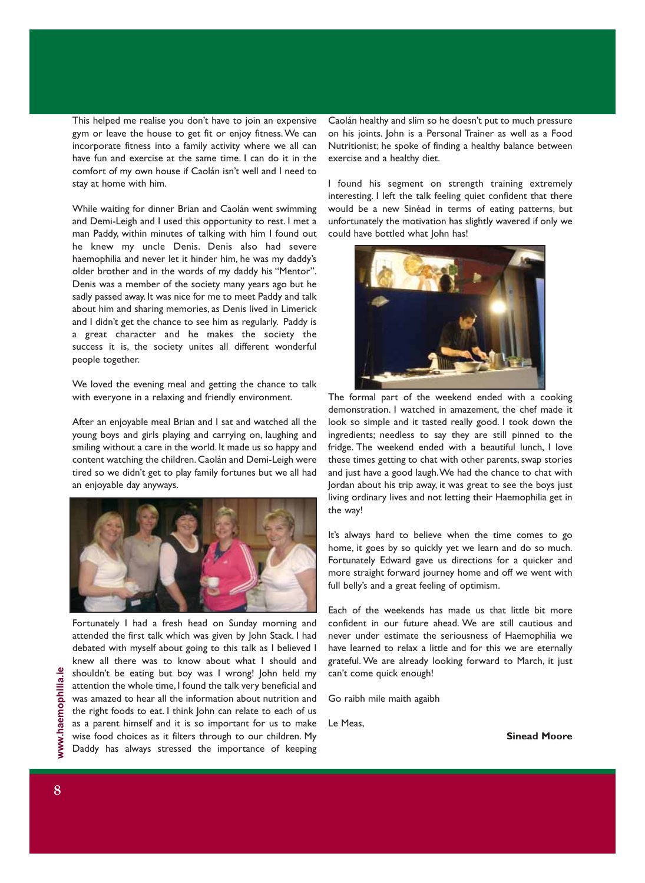This helped me realise you don't have to join an expensive gym or leave the house to get fit or enjoy fitness. We can incorporate fitness into a family activity where we all can have fun and exercise at the same time. I can do it in the comfort of my own house if Caolán isn't well and I need to stay at home with him.

While waiting for dinner Brian and Caolán went swimming and Demi-Leigh and I used this opportunity to rest. I met a man Paddy, within minutes of talking with him I found out he knew my uncle Denis. Denis also had severe haemophilia and never let it hinder him, he was my daddy's older brother and in the words of my daddy his "Mentor". Denis was a member of the society many years ago but he sadly passed away. It was nice for me to meet Paddy and talk about him and sharing memories, as Denis lived in Limerick and I didn't get the chance to see him as regularly. Paddy is a great character and he makes the society the success it is, the society unites all different wonderful people together.

We loved the evening meal and getting the chance to talk with everyone in a relaxing and friendly environment.

After an enjoyable meal Brian and I sat and watched all the young boys and girls playing and carrying on, laughing and smiling without a care in the world. It made us so happy and content watching the children. Caolán and Demi-Leigh were tired so we didn't get to play family fortunes but we all had an enjoyable day anyways.

Fortunately I had a fresh head on Sunday morning and attended the first talk which was given by John Stack. I had debated with myself about going to this talk as I believed I knew all there was to know about what I should and shouldn't be eating but boy was I wrong! John held my attention the whole time, I found the talk very beneficial and was amazed to hear all the information about nutrition and the right foods to eat. I think John can relate to each of us as a parent himself and it is so important for us to make wise food choices as it filters through to our children. My Daddy has always stressed the importance of keeping Caolán healthy and slim so he doesn't put to much pressure on his joints. John is a Personal Trainer as well as a Food Nutritionist; he spoke of finding a healthy balance between exercise and a healthy diet.

I found his segment on strength training extremely interesting. I left the talk feeling quiet confident that there would be a new Sinéad in terms of eating patterns, but unfortunately the motivation has slightly wavered if only we could have bottled what John has!

The formal part of the weekend ended with a cooking demonstration. I watched in amazement, the chef made it look so simple and it tasted really good. I took down the ingredients; needless to say they are still pinned to the fridge. The weekend ended with a beautiful lunch, I love these times getting to chat with other parents, swap stories and just have a good laugh. We had the chance to chat with Jordan about his trip away, it was great to see the boys just living ordinary lives and not letting their Haemophilia get in the way!

It's always hard to believe when the time comes to go home, it goes by so quickly yet we learn and do so much. Fortunately Edward gave us directions for a quicker and more straight forward journey home and off we went with full belly's and a great feeling of optimism.

Each of the weekends has made us that little bit more confident in our future ahead. We are still cautious and never under estimate the seriousness of Haemophilia we have learned to relax a little and for this we are eternally grateful. We are already looking forward to March, it just can't come quick enough!

Go raibh mile maith agaibh

Le Meas,

**Sinead Moore**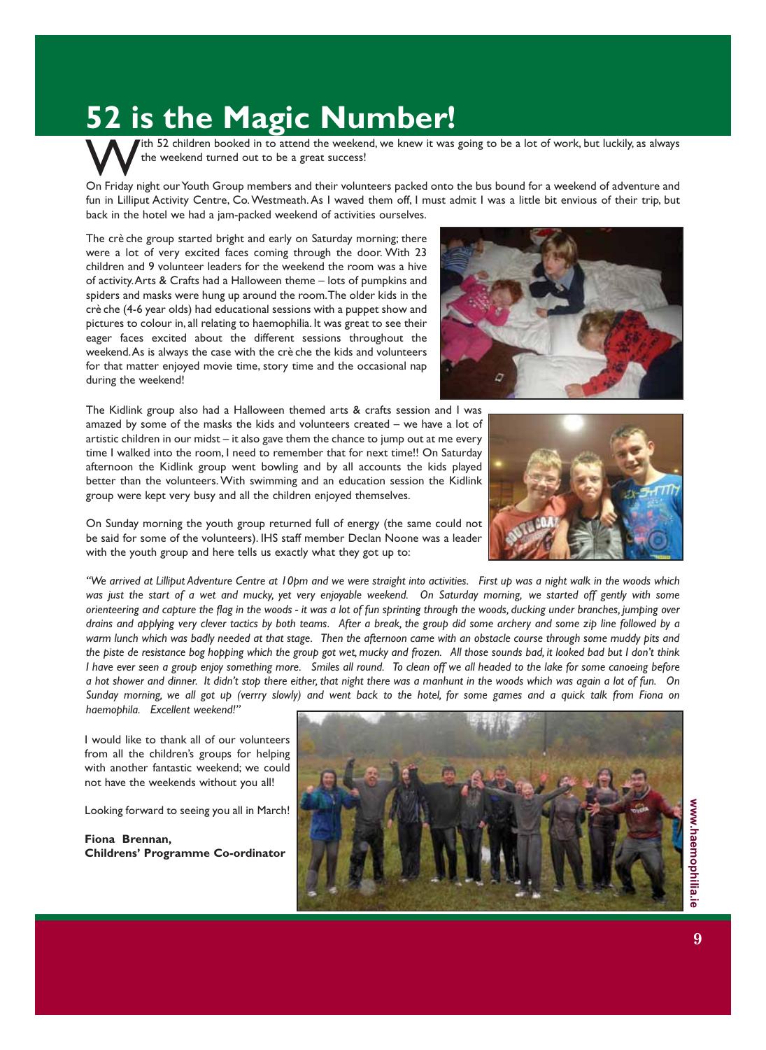# 52 is the Magic Number!

With 52 children booked in to attend the weekend, we knew it was going to be a lot of work, but luckily, as always the weekend turned out to be a great success!

On Friday night our Youth Group members and their volunteers packed onto the bus bound for a weekend of adventure and fun in Lilliput Activity Centre, Co. Westmeath. As I waved them off, I must admit I was a little bit envious of their trip, but back in the hotel we had a jam-packed weekend of activities ourselves.

The crèche group started bright and early on Saturday morning; there were a lot of very excited faces coming through the door. With 23 children and 9 volunteer leaders for the weekend the room was a hive of activity. Arts & Crafts had a Halloween theme – lots of pumpkins and spiders and masks were hung up around the room. The older kids in the crèche (4-6 year olds) had educational sessions with a puppet show and pictures to colour in, all relating to haemophilia. It was great to see their eager faces excited about the different sessions throughout the weekend. As is always the case with the crèche the kids and volunteers for that matter enjoyed movie time, story time and the occasional nap during the weekend!

The Kidlink group also had a Halloween themed arts & crafts session and I was amazed by some of the masks the kids and volunteers created – we have a lot of artistic children in our midst – it also gave them the chance to jump out at me every time I walked into the room, I need to remember that for next time!! On Saturday afternoon the Kidlink group went bowling and by all accounts the kids played better than the volunteers. With swimming and an education session the Kidlink group were kept very busy and all the children enjoyed themselves.

On Sunday morning the youth group returned full of energy (the same could not be said for some of the volunteers). IHS staff member Declan Noone was a leader with the youth group and here tells us exactly what they got up to:

*"We arrived at Lilliput Adventure Centre at 10pm and we were straight into activities. First up was a night walk in the woods which was just the start of a wet and mucky, yet very enjoyable weekend. On Saturday morning, we started off gently with some orienteering and capture the flag in the woods - it was a lot of fun sprinting through the woods, ducking under branches, jumping over drains and applying very clever tactics by both teams. After a break, the group did some archery and some zip line followed by a warm lunch which was badly needed at that stage. Then the afternoon came with an obstacle course through some muddy pits and the piste de resistance bog hopping which the group got wet, mucky and frozen. All those sounds bad, it looked bad but I don't think I have ever seen a group enjoy something more. Smiles all round. To clean off we all headed to the lake for some canoeing before a hot shower and dinner. It didn't stop there either, that night there was a manhunt in the woods which was again a lot of fun. On Sunday morning, we all got up (verrry slowly) and went back to the hotel, for some games and a quick talk from Fiona on haemophila. Excellent weekend!"*

I would like to thank all of our volunteers from all the children's groups for helping with another fantastic weekend; we could not have the weekends without you all!

Looking forward to seeing you all in March!

**Fiona Brennan,**
**Childrens' Programme Co-ordinator**

www.haemophilia.ie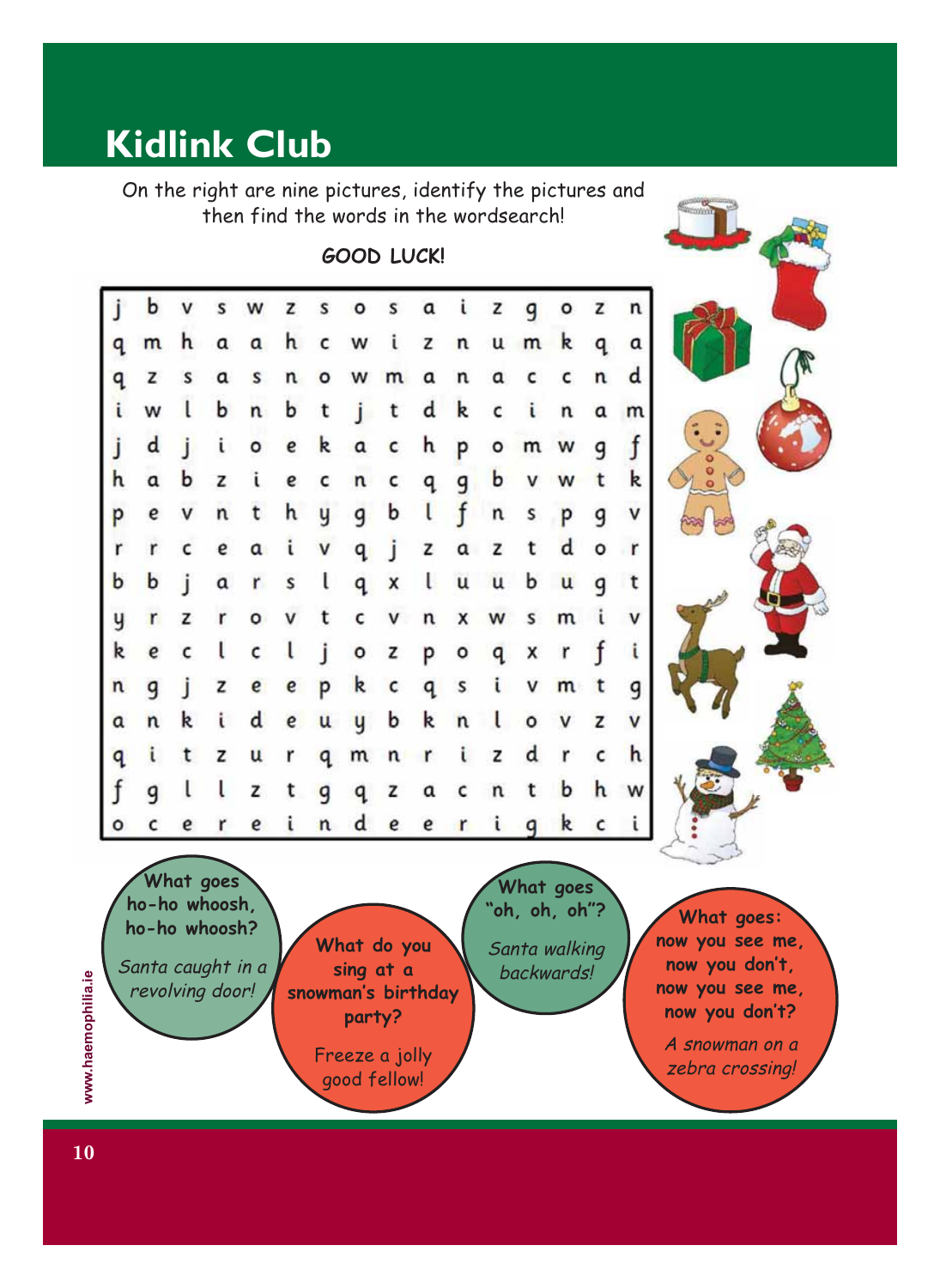# Kidlink Club

On the right are nine pictures, identify the pictures and then find the words in the wordsearch!

**GOOD LUCK!**

| | | | | | | | | | | | | | | | |
|---|---|---|---|---|---|---|---|---|---|---|---|---|---|---|---|
| j | b | v | s | w | z | s | o | s | a | i | z | g | o | z | n |
| q | m | h | a | a | h | c | w | i | z | n | u | m | k | q | a |
| q | z | s | a | s | n | o | w | m | a | n | a | c | c | n | d |
| i | w | l | b | n | b | t | j | t | d | k | c | i | n | a | m |
| j | d | j | i | o | e | k | a | c | h | p | o | m | w | g | f |
| h | a | b | z | i | e | c | n | c | q | g | b | v | w | t | k |
| p | e | v | n | t | h | y | g | b | l | f | n | s | p | g | v |
| r | r | c | e | a | i | v | q | j | z | a | z | t | d | o | r |
| b | b | j | a | r | s | l | q | x | l | u | u | b | u | g | t |
| y | r | z | r | o | v | t | c | v | n | x | w | s | m | i | v |
| k | e | c | l | c | l | j | o | z | p | o | q | x | r | f | i |
| n | g | j | z | e | e | p | k | c | q | s | i | v | m | t | g |
| a | n | k | i | d | e | u | y | b | k | n | l | o | v | z | v |
| q | i | t | z | u | r | q | m | n | r | i | z | d | r | c | h |
| f | g | l | l | z | t | g | q | z | a | c | n | t | b | h | w |
| o | c | e | r | e | i | n | d | e | e | r | i | g | k | c | i |

**What goes ho-ho whoosh, ho-ho whoosh?**

*Santa caught in a revolving door!*

**What do you sing at a snowman's birthday party?**

Freeze a jolly good fellow!

**What goes "oh, oh, oh"?**

*Santa walking backwards!*

**What goes: now you see me, now you don't, now you see me, now you don't?**

*A snowman on a zebra crossing!*

www.haemophilia.ie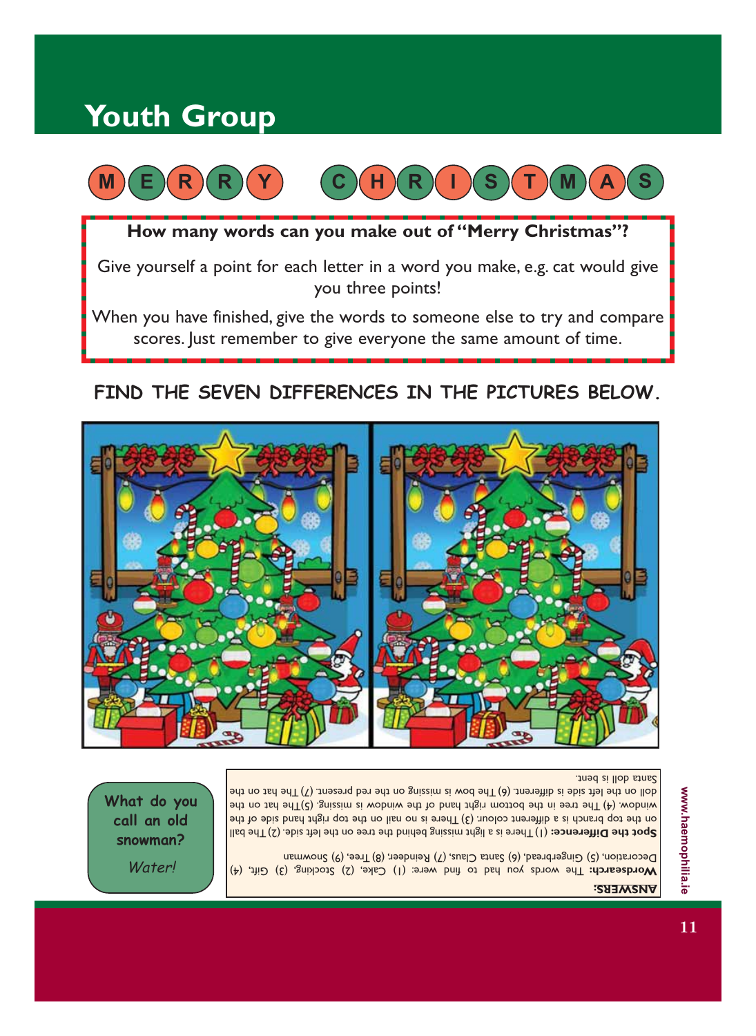# Youth Group

M E R R Y C H R I S T M A S

**How many words can you make out of "Merry Christmas"?**

Give yourself a point for each letter in a word you make, e.g. cat would give you three points!

When you have finished, give the words to someone else to try and compare scores. Just remember to give everyone the same amount of time.

## FIND THE SEVEN DIFFERENCES IN THE PICTURES BELOW.

**What do you call an old snowman?**

*Water!*

**ANSWERS:**

**Wordsearch:** The words you had to find were: (1) Cake, (2) Stocking, (3) Gift, (4) Decoration, (5) Gingerbread, (6) Santa Claus, (7) Reindeer, (8) Tree, (9) Snowman

**Spot the Difference:** (1) There is a light missing behind the tree on the left side. (2) The ball on the top branch is a different colour. (3) There is no nail on the top right hand side of the window. (4) The tree in the bottom right hand of the window is missing. (5)The hat on the doll on the left side is different. (6) The bow is missing on the red present. (7) The hat on the Santa doll is bent.

www.haemophilia.ie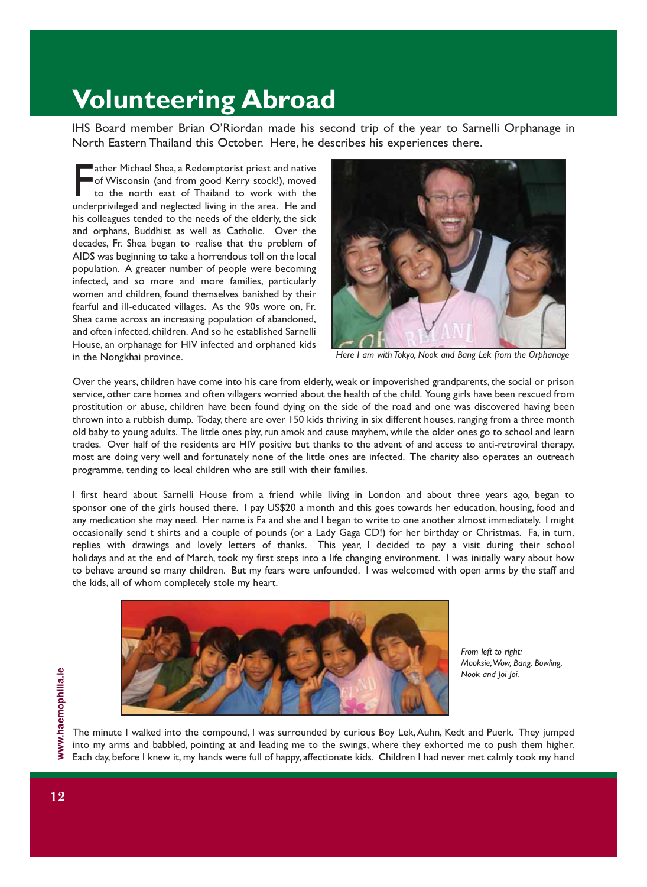# Volunteering Abroad

IHS Board member Brian O'Riordan made his second trip of the year to Sarnelli Orphanage in North Eastern Thailand this October. Here, he describes his experiences there.

Father Michael Shea, a Redemptorist priest and native of Wisconsin (and from good Kerry stock!), moved to the north east of Thailand to work with the underprivileged and neglected living in the area. He and his colleagues tended to the needs of the elderly, the sick and orphans, Buddhist as well as Catholic. Over the decades, Fr. Shea began to realise that the problem of AIDS was beginning to take a horrendous toll on the local population. A greater number of people were becoming infected, and so more and more families, particularly women and children, found themselves banished by their fearful and ill-educated villages. As the 90s wore on, Fr. Shea came across an increasing population of abandoned, and often infected, children. And so he established Sarnelli House, an orphanage for HIV infected and orphaned kids in the Nongkhai province.

*Here I am with Tokyo, Nook and Bang Lek from the Orphanage*

Over the years, children have come into his care from elderly, weak or impoverished grandparents, the social or prison service, other care homes and often villagers worried about the health of the child. Young girls have been rescued from prostitution or abuse, children have been found dying on the side of the road and one was discovered having been thrown into a rubbish dump. Today, there are over 150 kids thriving in six different houses, ranging from a three month old baby to young adults. The little ones play, run amok and cause mayhem, while the older ones go to school and learn trades. Over half of the residents are HIV positive but thanks to the advent of and access to anti-retroviral therapy, most are doing very well and fortunately none of the little ones are infected. The charity also operates an outreach programme, tending to local children who are still with their families.

I first heard about Sarnelli House from a friend while living in London and about three years ago, began to sponsor one of the girls housed there. I pay US$20 a month and this goes towards her education, housing, food and any medication she may need. Her name is Fa and she and I began to write to one another almost immediately. I might occasionally send t shirts and a couple of pounds (or a Lady Gaga CD!) for her birthday or Christmas. Fa, in turn, replies with drawings and lovely letters of thanks. This year, I decided to pay a visit during their school holidays and at the end of March, took my first steps into a life changing environment. I was initially wary about how to behave around so many children. But my fears were unfounded. I was welcomed with open arms by the staff and the kids, all of whom completely stole my heart.

*From left to right: Mooksie, Wow, Bang. Bowling, Nook and Joi Joi.*

The minute I walked into the compound, I was surrounded by curious Boy Lek, Auhn, Kedt and Puerk. They jumped into my arms and babbled, pointing at and leading me to the swings, where they exhorted me to push them higher. Each day, before I knew it, my hands were full of happy, affectionate kids. Children I had never met calmly took my hand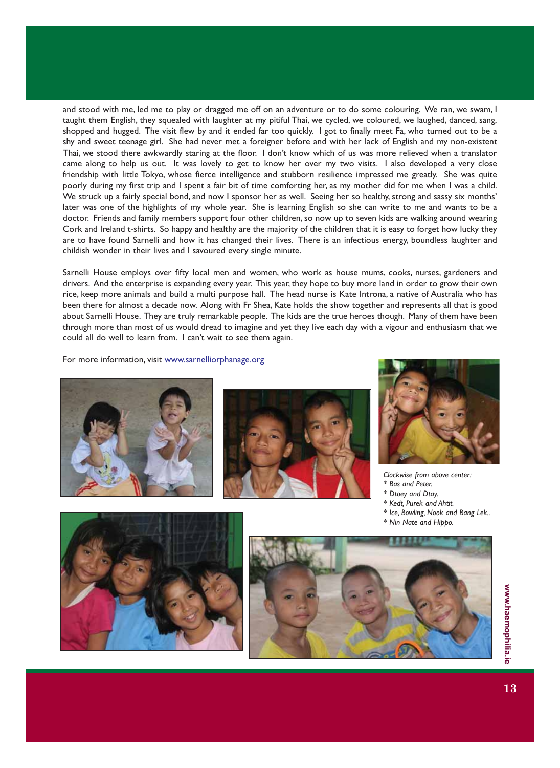and stood with me, led me to play or dragged me off on an adventure or to do some colouring. We ran, we swam, I taught them English, they squealed with laughter at my pitiful Thai, we cycled, we coloured, we laughed, danced, sang, shopped and hugged. The visit flew by and it ended far too quickly. I got to finally meet Fa, who turned out to be a shy and sweet teenage girl. She had never met a foreigner before and with her lack of English and my non-existent Thai, we stood there awkwardly staring at the floor. I don't know which of us was more relieved when a translator came along to help us out. It was lovely to get to know her over my two visits. I also developed a very close friendship with little Tokyo, whose fierce intelligence and stubborn resilience impressed me greatly. She was quite poorly during my first trip and I spent a fair bit of time comforting her, as my mother did for me when I was a child. We struck up a fairly special bond, and now I sponsor her as well. Seeing her so healthy, strong and sassy six months' later was one of the highlights of my whole year. She is learning English so she can write to me and wants to be a doctor. Friends and family members support four other children, so now up to seven kids are walking around wearing Cork and Ireland t-shirts. So happy and healthy are the majority of the children that it is easy to forget how lucky they are to have found Sarnelli and how it has changed their lives. There is an infectious energy, boundless laughter and childish wonder in their lives and I savoured every single minute.

Sarnelli House employs over fifty local men and women, who work as house mums, cooks, nurses, gardeners and drivers. And the enterprise is expanding every year. This year, they hope to buy more land in order to grow their own rice, keep more animals and build a multi purpose hall. The head nurse is Kate Introna, a native of Australia who has been there for almost a decade now. Along with Fr Shea, Kate holds the show together and represents all that is good about Sarnelli House. They are truly remarkable people. The kids are the true heroes though. Many of them have been through more than most of us would dread to imagine and yet they live each day with a vigour and enthusiasm that we could all do well to learn from. I can't wait to see them again.

For more information, visit www.sarnelliorphanage.org

*Clockwise from above center:*
* *Bas and Peter.*
* *Dtoey and Dtay.*
* *Kedt, Purek and Ahtit.*
* *Ice, Bowling, Nook and Bang Lek..*
* *Nin Nate and Hippo.*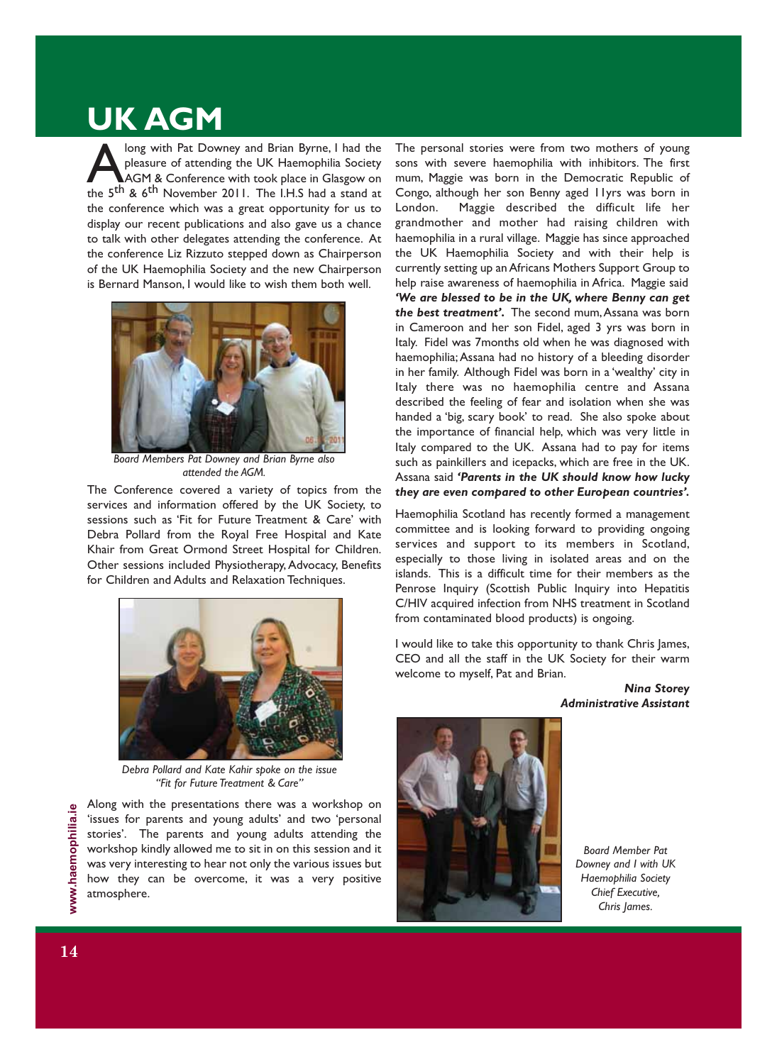# UK AGM

Along with Pat Downey and Brian Byrne, I had the pleasure of attending the UK Haemophilia Society AGM & Conference with took place in Glasgow on the 5th & 6th November 2011. The I.H.S had a stand at the conference which was a great opportunity for us to display our recent publications and also gave us a chance to talk with other delegates attending the conference. At the conference Liz Rizzuto stepped down as Chairperson of the UK Haemophilia Society and the new Chairperson is Bernard Manson, I would like to wish them both well.

*Board Members Pat Downey and Brian Byrne also attended the AGM.*

The Conference covered a variety of topics from the services and information offered by the UK Society, to sessions such as 'Fit for Future Treatment & Care' with Debra Pollard from the Royal Free Hospital and Kate Khair from Great Ormond Street Hospital for Children. Other sessions included Physiotherapy, Advocacy, Benefits for Children and Adults and Relaxation Techniques.

*Debra Pollard and Kate Kahir spoke on the issue "Fit for Future Treatment & Care"*

Along with the presentations there was a workshop on 'issues for parents and young adults' and two 'personal stories'. The parents and young adults attending the workshop kindly allowed me to sit in on this session and it was very interesting to hear not only the various issues but how they can be overcome, it was a very positive atmosphere.

The personal stories were from two mothers of young sons with severe haemophilia with inhibitors. The first mum, Maggie was born in the Democratic Republic of Congo, although her son Benny aged 11yrs was born in London. Maggie described the difficult life her grandmother and mother had raising children with haemophilia in a rural village. Maggie has since approached the UK Haemophilia Society and with their help is currently setting up an Africans Mothers Support Group to help raise awareness of haemophilia in Africa. Maggie said ***'We are blessed to be in the UK, where Benny can get the best treatment'.*** The second mum, Assana was born in Cameroon and her son Fidel, aged 3 yrs was born in Italy. Fidel was 7months old when he was diagnosed with haemophilia; Assana had no history of a bleeding disorder in her family. Although Fidel was born in a 'wealthy' city in Italy there was no haemophilia centre and Assana described the feeling of fear and isolation when she was handed a 'big, scary book' to read. She also spoke about the importance of financial help, which was very little in Italy compared to the UK. Assana had to pay for items such as painkillers and icepacks, which are free in the UK. Assana said ***'Parents in the UK should know how lucky they are even compared to other European countries'.***

Haemophilia Scotland has recently formed a management committee and is looking forward to providing ongoing services and support to its members in Scotland, especially to those living in isolated areas and on the islands. This is a difficult time for their members as the Penrose Inquiry (Scottish Public Inquiry into Hepatitis C/HIV acquired infection from NHS treatment in Scotland from contaminated blood products) is ongoing.

I would like to take this opportunity to thank Chris James, CEO and all the staff in the UK Society for their warm welcome to myself, Pat and Brian.

***Nina Storey***
***Administrative Assistant***

*Board Member Pat Downey and I with UK Haemophilia Society Chief Executive, Chris James.*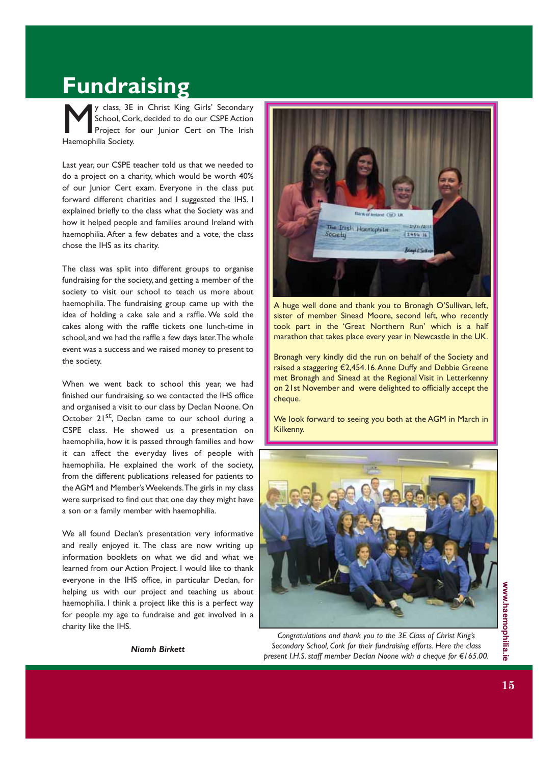# Fundraising

My class, 3E in Christ King Girls' Secondary School, Cork, decided to do our CSPE Action Project for our Junior Cert on The Irish Haemophilia Society.

Last year, our CSPE teacher told us that we needed to do a project on a charity, which would be worth 40% of our Junior Cert exam. Everyone in the class put forward different charities and I suggested the IHS. I explained briefly to the class what the Society was and how it helped people and families around Ireland with haemophilia. After a few debates and a vote, the class chose the IHS as its charity.

The class was split into different groups to organise fundraising for the society, and getting a member of the society to visit our school to teach us more about haemophilia. The fundraising group came up with the idea of holding a cake sale and a raffle. We sold the cakes along with the raffle tickets one lunch-time in school, and we had the raffle a few days later. The whole event was a success and we raised money to present to the society.

When we went back to school this year, we had finished our fundraising, so we contacted the IHS office and organised a visit to our class by Declan Noone. On October 21st, Declan came to our school during a CSPE class. He showed us a presentation on haemophilia, how it is passed through families and how it can affect the everyday lives of people with haemophilia. He explained the work of the society, from the different publications released for patients to the AGM and Member's Weekends. The girls in my class were surprised to find out that one day they might have a son or a family member with haemophilia.

We all found Declan's presentation very informative and really enjoyed it. The class are now writing up information booklets on what we did and what we learned from our Action Project. I would like to thank everyone in the IHS office, in particular Declan, for helping us with our project and teaching us about haemophilia. I think a project like this is a perfect way for people my age to fundraise and get involved in a charity like the IHS.

***Niamh Birkett***

A huge well done and thank you to Bronagh O'Sullivan, left, sister of member Sinead Moore, second left, who recently took part in the 'Great Northern Run' which is a half marathon that takes place every year in Newcastle in the UK.

Bronagh very kindly did the run on behalf of the Society and raised a staggering €2,454.16. Anne Duffy and Debbie Greene met Bronagh and Sinead at the Regional Visit in Letterkenny on 21st November and were delighted to officially accept the cheque.

We look forward to seeing you both at the AGM in March in Kilkenny.

*Congratulations and thank you to the 3E Class of Christ King's Secondary School, Cork for their fundraising efforts. Here the class present I.H.S. staff member Declan Noone with a cheque for €165.00.*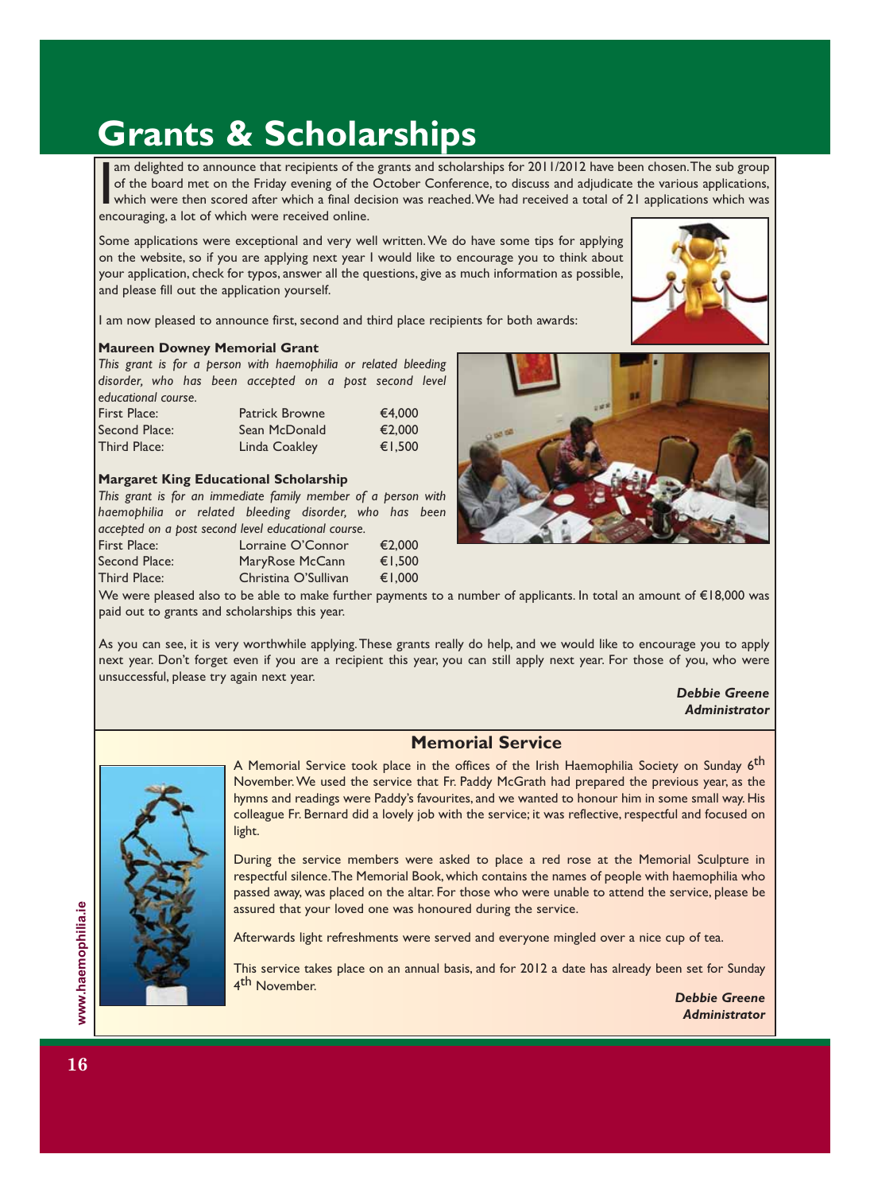# Grants & Scholarships

I am delighted to announce that recipients of the grants and scholarships for 2011/2012 have been chosen. The sub group of the board met on the Friday evening of the October Conference, to discuss and adjudicate the various applications, which were then scored after which a final decision was reached. We had received a total of 21 applications which was encouraging, a lot of which were received online.

Some applications were exceptional and very well written. We do have some tips for applying on the website, so if you are applying next year I would like to encourage you to think about your application, check for typos, answer all the questions, give as much information as possible, and please fill out the application yourself.

I am now pleased to announce first, second and third place recipients for both awards:

**Maureen Downey Memorial Grant**

*This grant is for a person with haemophilia or related bleeding disorder, who has been accepted on a post second level educational course.*

| | | |
|---|---|---|
| First Place: | Patrick Browne | €4,000 |
| Second Place: | Sean McDonald | €2,000 |
| Third Place: | Linda Coakley | €1,500 |

**Margaret King Educational Scholarship**

*This grant is for an immediate family member of a person with haemophilia or related bleeding disorder, who has been accepted on a post second level educational course.*

| | | |
|---|---|---|
| First Place: | Lorraine O'Connor | €2,000 |
| Second Place: | MaryRose McCann | €1,500 |
| Third Place: | Christina O'Sullivan | €1,000 |

We were pleased also to be able to make further payments to a number of applicants. In total an amount of €18,000 was paid out to grants and scholarships this year.

As you can see, it is very worthwhile applying. These grants really do help, and we would like to encourage you to apply next year. Don't forget even if you are a recipient this year, you can still apply next year. For those of you, who were unsuccessful, please try again next year.

***Debbie Greene***
***Administrator***

## Memorial Service

A Memorial Service took place in the offices of the Irish Haemophilia Society on Sunday 6th November. We used the service that Fr. Paddy McGrath had prepared the previous year, as the hymns and readings were Paddy's favourites, and we wanted to honour him in some small way. His colleague Fr. Bernard did a lovely job with the service; it was reflective, respectful and focused on light.

During the service members were asked to place a red rose at the Memorial Sculpture in respectful silence. The Memorial Book, which contains the names of people with haemophilia who passed away, was placed on the altar. For those who were unable to attend the service, please be assured that your loved one was honoured during the service.

Afterwards light refreshments were served and everyone mingled over a nice cup of tea.

This service takes place on an annual basis, and for 2012 a date has already been set for Sunday 4th November.

***Debbie Greene***
***Administrator***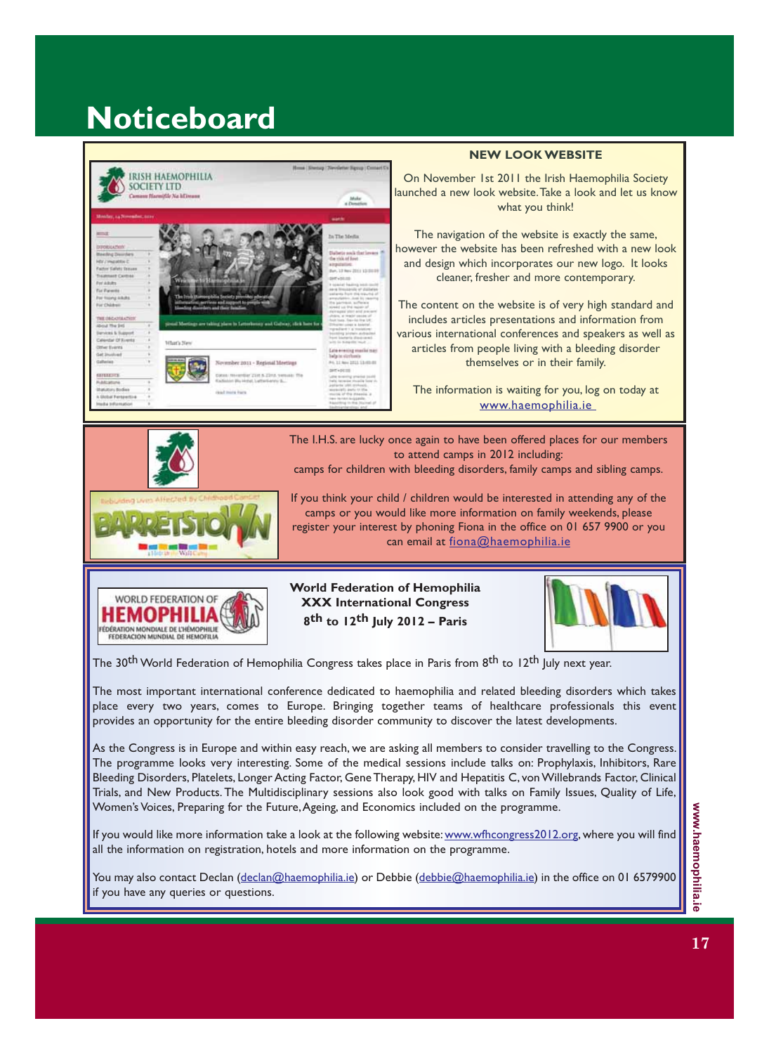# Noticeboard

### NEW LOOK WEBSITE

On November 1st 2011 the Irish Haemophilia Society launched a new look website. Take a look and let us know what you think!

The navigation of the website is exactly the same, however the website has been refreshed with a new look and design which incorporates our new logo. It looks cleaner, fresher and more contemporary.

The content on the website is of very high standard and includes articles presentations and information from various international conferences and speakers as well as articles from people living with a bleeding disorder themselves or in their family.

The information is waiting for you, log on today at www.haemophilia.ie

The I.H.S. are lucky once again to have been offered places for our members to attend camps in 2012 including: camps for children with bleeding disorders, family camps and sibling camps.

If you think your child / children would be interested in attending any of the camps or you would like more information on family weekends, please register your interest by phoning Fiona in the office on 01 657 9900 or you can email at fiona@haemophilia.ie

**World Federation of Hemophilia**
**XXX International Congress**
**8th to 12th July 2012 – Paris**

The 30th World Federation of Hemophilia Congress takes place in Paris from 8th to 12th July next year.

The most important international conference dedicated to haemophilia and related bleeding disorders which takes place every two years, comes to Europe. Bringing together teams of healthcare professionals this event provides an opportunity for the entire bleeding disorder community to discover the latest developments.

As the Congress is in Europe and within easy reach, we are asking all members to consider travelling to the Congress. The programme looks very interesting. Some of the medical sessions include talks on: Prophylaxis, Inhibitors, Rare Bleeding Disorders, Platelets, Longer Acting Factor, Gene Therapy, HIV and Hepatitis C, von Willebrands Factor, Clinical Trials, and New Products. The Multidisciplinary sessions also look good with talks on Family Issues, Quality of Life, Women's Voices, Preparing for the Future, Ageing, and Economics included on the programme.

If you would like more information take a look at the following website: www.wfhcongress2012.org, where you will find all the information on registration, hotels and more information on the programme.

You may also contact Declan (declan@haemophilia.ie) or Debbie (debbie@haemophilia.ie) in the office on 01 6579900 if you have any queries or questions.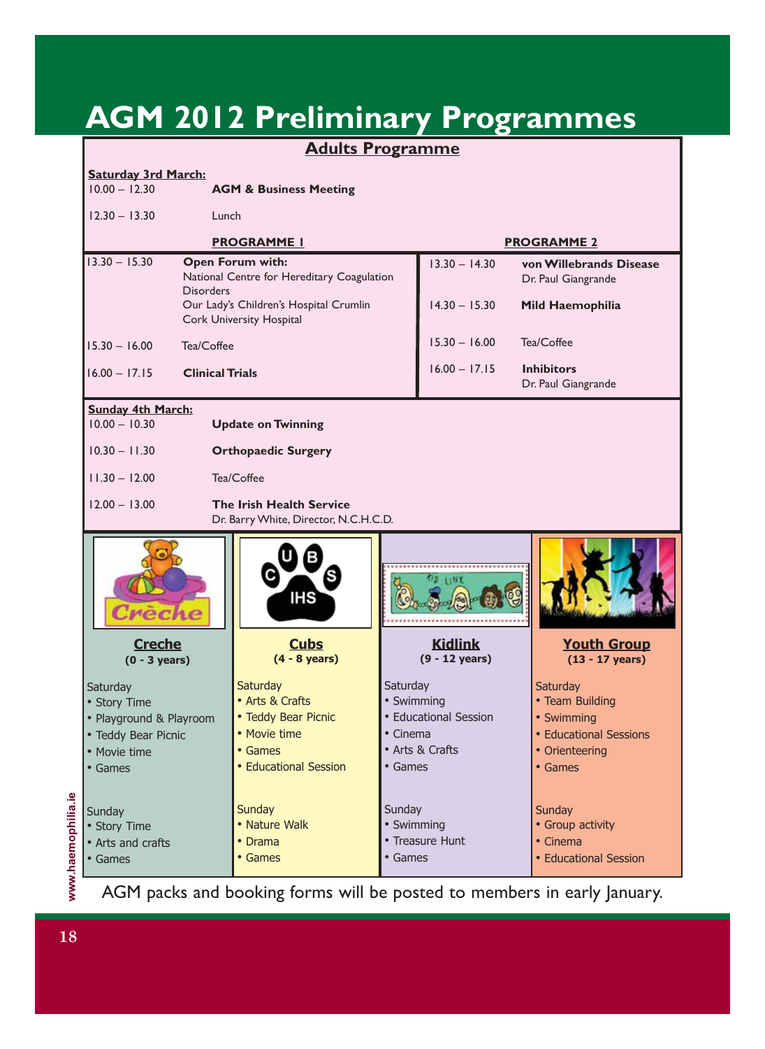# AGM 2012 Preliminary Programmes

## Adults Programme

**Saturday 3rd March:**

| | |
|---|---|
| 10.00 – 12.30 | **AGM & Business Meeting** |
| 12.30 – 13.30 | Lunch |

| PROGRAMME 1 | | PROGRAMME 2 | |
|---|---|---|---|
| 13.30 – 15.30 | **Open Forum with:** National Centre for Hereditary Coagulation Disorders; Our Lady's Children's Hospital Crumlin; Cork University Hospital | 13.30 – 14.30 | **von Willebrands Disease** Dr. Paul Giangrande |
| | | 14.30 – 15.30 | **Mild Haemophilia** |
| 15.30 – 16.00 | Tea/Coffee | 15.30 – 16.00 | Tea/Coffee |
| 16.00 – 17.15 | **Clinical Trials** | 16.00 – 17.15 | **Inhibitors** Dr. Paul Giangrande |

**Sunday 4th March:**

| | |
|---|---|
| 10.00 – 10.30 | **Update on Twinning** |
| 10.30 – 11.30 | **Orthopaedic Surgery** |
| 11.30 – 12.00 | Tea/Coffee |
| 12.00 – 13.00 | **The Irish Health Service** Dr. Barry White, Director, N.C.H.C.D. |

### Creche (0 - 3 years)

Saturday
- Story Time
- Playground & Playroom
- Teddy Bear Picnic
- Movie time
- Games

Sunday
- Story Time
- Arts and crafts
- Games

### Cubs (4 - 8 years)

Saturday
- Arts & Crafts
- Teddy Bear Picnic
- Movie time
- Games
- Educational Session

Sunday
- Nature Walk
- Drama
- Games

### Kidlink (9 - 12 years)

Saturday
- Swimming
- Educational Session
- Cinema
- Arts & Crafts
- Games

Sunday
- Swimming
- Treasure Hunt
- Games

### Youth Group (13 - 17 years)

Saturday
- Team Building
- Swimming
- Educational Sessions
- Orienteering
- Games

Sunday
- Group activity
- Cinema
- Educational Session

AGM packs and booking forms will be posted to members in early January.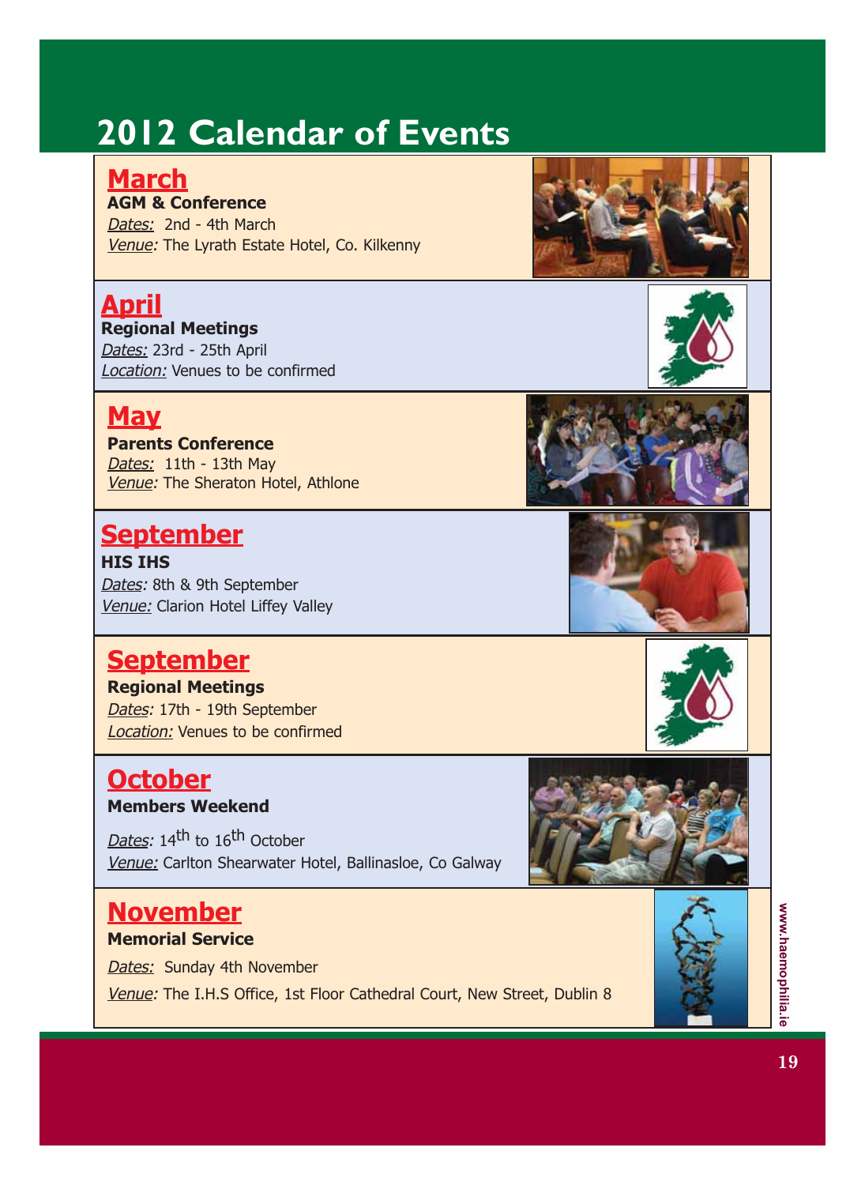# 2012 Calendar of Events

## March

**AGM & Conference**

*Dates:* 2nd - 4th March

*Venue:* The Lyrath Estate Hotel, Co. Kilkenny

## April

**Regional Meetings**

*Dates:* 23rd - 25th April

*Location:* Venues to be confirmed

## May

**Parents Conference**

*Dates:* 11th - 13th May

*Venue:* The Sheraton Hotel, Athlone

## September

**HIS IHS**

*Dates:* 8th & 9th September

*Venue:* Clarion Hotel Liffey Valley

## September

**Regional Meetings**

*Dates:* 17th - 19th September

*Location:* Venues to be confirmed

## October

**Members Weekend**

*Dates:* 14th to 16th October

*Venue:* Carlton Shearwater Hotel, Ballinasloe, Co Galway

## November

**Memorial Service**

*Dates:* Sunday 4th November

*Venue:* The I.H.S Office, 1st Floor Cathedral Court, New Street, Dublin 8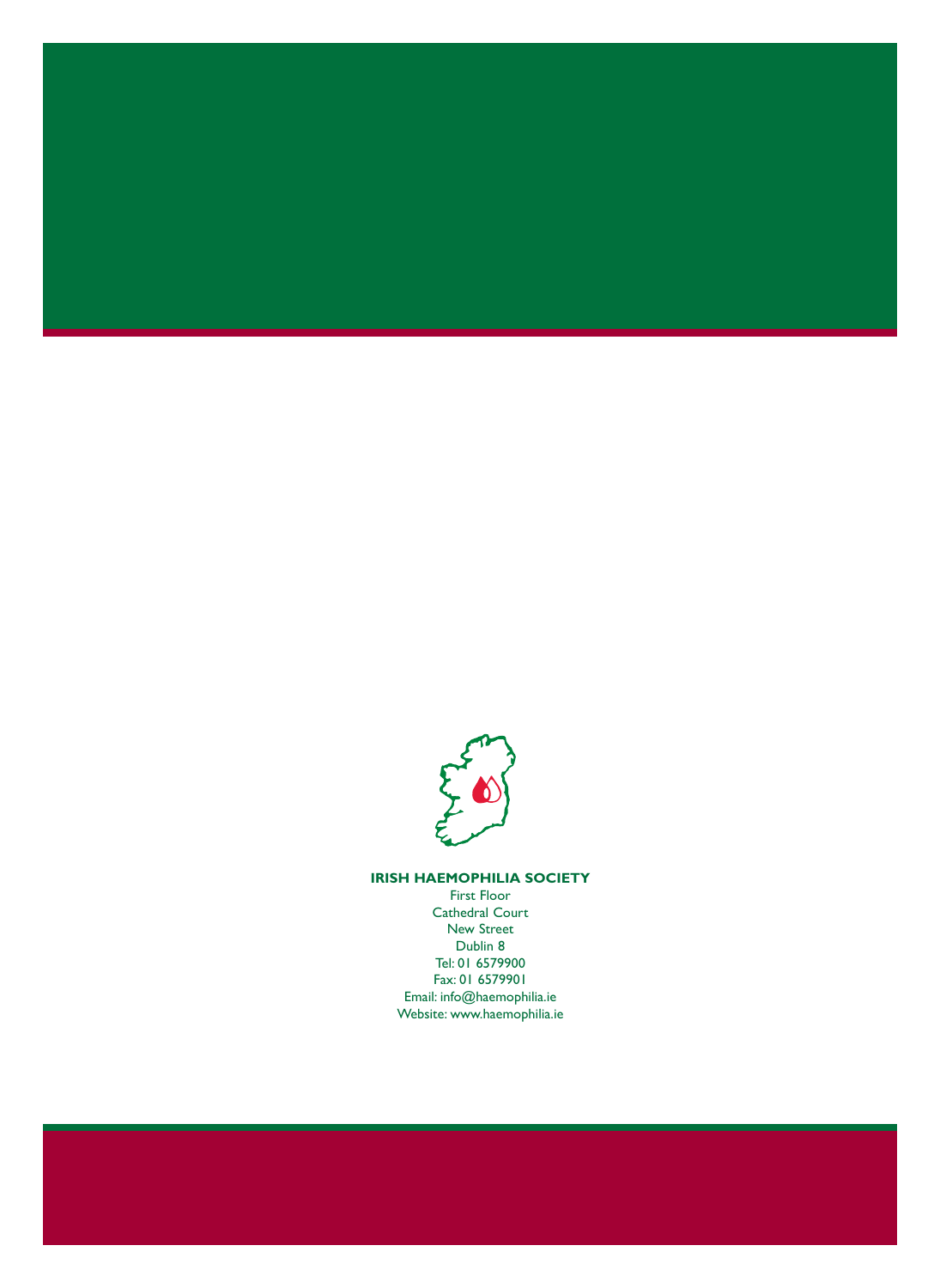**IRISH HAEMOPHILIA SOCIETY**

First Floor
Cathedral Court
New Street
Dublin 8
Tel: 01 6579900
Fax: 01 6579901
Email: info@haemophilia.ie
Website: www.haemophilia.ie